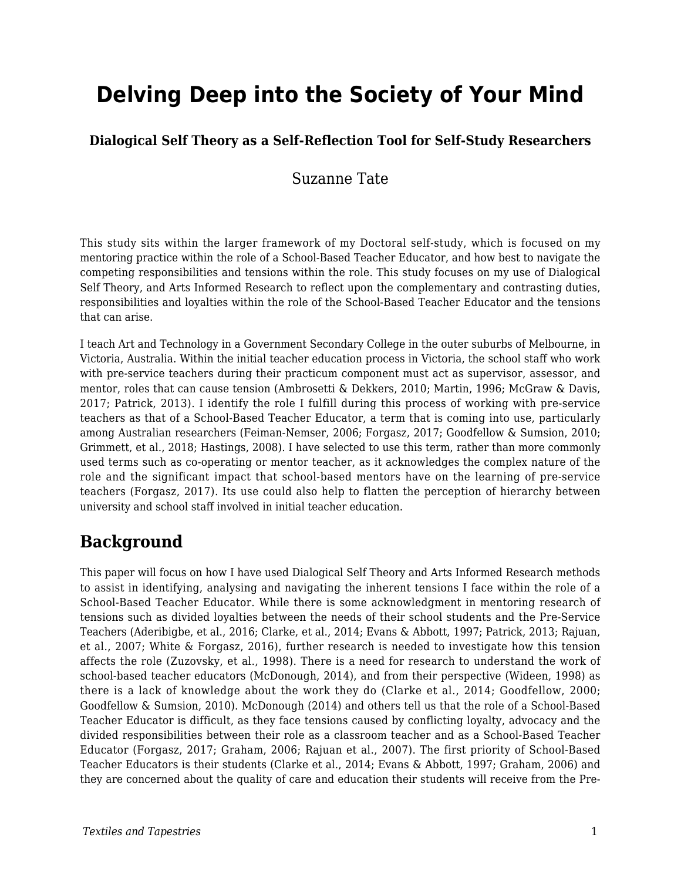# Delving Deep into the Society of Your Mind

### Dialogical Self Theory as a Self-Reflection Tool for Self-Study Researchers

Suzanne Tate

This study sits within the larger framework of my Doctoral self-study, which is focused on my mentoring practice within the role of a School-Based Teacher Educator, and how best to navigate the competing responsibilities and tensions within the role. This study focuses on my use of Dialogical Self Theory, and Arts Informed Research to reflect upon the complementary and contrasting duties, responsibilities and loyalties within the role of the School-Based Teacher Educator and the tensions that can arise.

I teach Art and Technology in a Government Secondary College in the outer suburbs of Melbourne, in Victoria, Australia. Within the initial teacher education process in Victoria, the school staff who work with pre-service teachers during their practicum component must act as supervisor, assessor, and mentor, roles that can cause tension (Ambrosetti & Dekkers, 2010; Martin, 1996; McGraw & Davis, 2017; Patrick, 2013). I identify the role I fulfill during this process of working with pre-service teachers as that of a School-Based Teacher Educator, a term that is coming into use, particularly among Australian researchers (Feiman-Nemser, 2006; Forgasz, 2017; Goodfellow & Sumsion, 2010; Grimmett, et al., 2018; Hastings, 2008). I have selected to use this term, rather than more commonly used terms such as co-operating or mentor teacher, as it acknowledges the complex nature of the role and the significant impact that school-based mentors have on the learning of pre-service teachers (Forgasz, 2017). Its use could also help to flatten the perception of hierarchy between university and school staff involved in initial teacher education.

## Background

This paper will focus on how I have used Dialogical Self Theory and Arts Informed Research methods to assist in identifying, analysing and navigating the inherent tensions I face within the role of a School-Based Teacher Educator. While there is some acknowledgment in mentoring research of tensions such as divided loyalties between the needs of their school students and the Pre-Service Teachers (Aderibigbe, et al., 2016; Clarke, et al., 2014; Evans & Abbott, 1997; Patrick, 2013; Rajuan, et al., 2007; White & Forgasz, 2016), further research is needed to investigate how this tension affects the role (Zuzovsky, et al., 1998). There is a need for research to understand the work of school-based teacher educators (McDonough, 2014), and from their perspective (Wideen, 1998) as there is a lack of knowledge about the work they do (Clarke et al., 2014; Goodfellow, 2000; Goodfellow & Sumsion, 2010). McDonough (2014) and others tell us that the role of a School-Based Teacher Educator is difficult, as they face tensions caused by conflicting loyalty, advocacy and the divided responsibilities between their role as a classroom teacher and as a School-Based Teacher Educator (Forgasz, 2017; Graham, 2006; Rajuan et al., 2007). The first priority of School-Based Teacher Educators is their students (Clarke et al., 2014; Evans & Abbott, 1997; Graham, 2006) and they are concerned about the quality of care and education their students will receive from the Pre-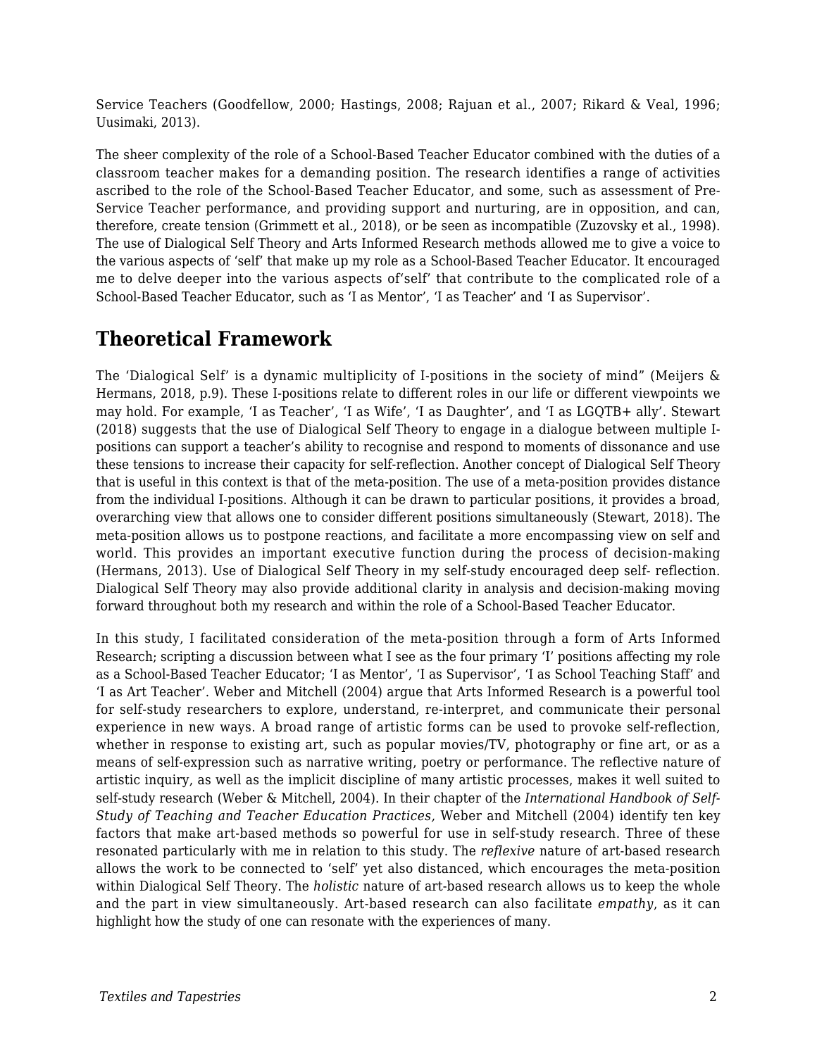Service Teachers (Goodfellow, 2000; Hastings, 2008; Rajuan et al., 2007; Rikard & Veal, 1996; Uusimaki, 2013).

The sheer complexity of the role of a School-Based Teacher Educator combined with the duties of a classroom teacher makes for a demanding position. The research identifies a range of activities ascribed to the role of the School-Based Teacher Educator, and some, such as assessment of Pre-Service Teacher performance, and providing support and nurturing, are in opposition, and can, therefore, create tension (Grimmett et al., 2018), or be seen as incompatible (Zuzovsky et al., 1998). The use of Dialogical Self Theory and Arts Informed Research methods allowed me to give a voice to the various aspects of 'self' that make up my role as a School-Based Teacher Educator. It encouraged me to delve deeper into the various aspects of'self' that contribute to the complicated role of a School-Based Teacher Educator, such as 'I as Mentor', 'I as Teacher' and 'I as Supervisor'.

## Theoretical Framework

The 'Dialogical Self' is a dynamic multiplicity of I-positions in the society of mind" (Meijers & Hermans, 2018, p.9). These I-positions relate to different roles in our life or different viewpoints we may hold. For example, 'I as Teacher', 'I as Wife', 'I as Daughter', and 'I as LGQTB+ ally'. Stewart (2018) suggests that the use of Dialogical Self Theory to engage in a dialogue between multiple I-positions can support a teacher's ability to recognise and respond to moments of dissonance and use these tensions to increase their capacity for self-reflection. Another concept of Dialogical Self Theory that is useful in this context is that of the meta-position. The use of a meta-position provides distance from the individual I-positions. Although it can be drawn to particular positions, it provides a broad, overarching view that allows one to consider different positions simultaneously (Stewart, 2018). The meta-position allows us to postpone reactions, and facilitate a more encompassing view on self and world. This provides an important executive function during the process of decision-making (Hermans, 2013). Use of Dialogical Self Theory in my self-study encouraged deep self- reflection. Dialogical Self Theory may also provide additional clarity in analysis and decision-making moving forward throughout both my research and within the role of a School-Based Teacher Educator.

In this study, I facilitated consideration of the meta-position through a form of Arts Informed Research; scripting a discussion between what I see as the four primary 'I' positions affecting my role as a School-Based Teacher Educator; 'I as Mentor', 'I as Supervisor', 'I as School Teaching Staff' and 'I as Art Teacher'. Weber and Mitchell (2004) argue that Arts Informed Research is a powerful tool for self-study researchers to explore, understand, re-interpret, and communicate their personal experience in new ways. A broad range of artistic forms can be used to provoke self-reflection, whether in response to existing art, such as popular movies/TV, photography or fine art, or as a means of self-expression such as narrative writing, poetry or performance. The reflective nature of artistic inquiry, as well as the implicit discipline of many artistic processes, makes it well suited to self-study research (Weber & Mitchell, 2004). In their chapter of the *International Handbook of Self-Study of Teaching and Teacher Education Practices,* Weber and Mitchell (2004) identify ten key factors that make art-based methods so powerful for use in self-study research. Three of these resonated particularly with me in relation to this study. The *reflexive* nature of art-based research allows the work to be connected to 'self' yet also distanced, which encourages the meta-position within Dialogical Self Theory. The *holistic* nature of art-based research allows us to keep the whole and the part in view simultaneously. Art-based research can also facilitate *empathy*, as it can highlight how the study of one can resonate with the experiences of many.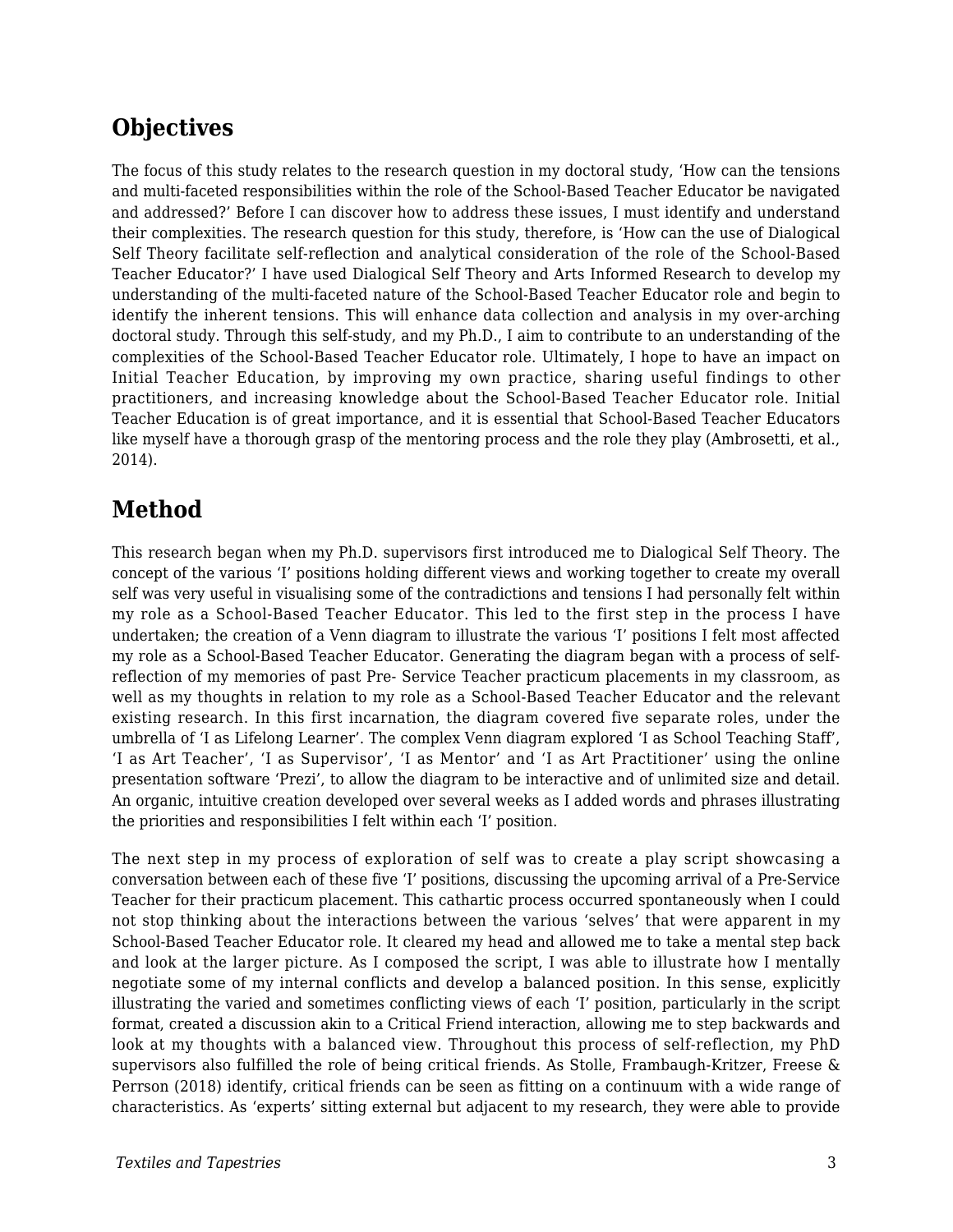## Objectives

The focus of this study relates to the research question in my doctoral study, 'How can the tensions and multi-faceted responsibilities within the role of the School-Based Teacher Educator be navigated and addressed?' Before I can discover how to address these issues, I must identify and understand their complexities. The research question for this study, therefore, is 'How can the use of Dialogical Self Theory facilitate self-reflection and analytical consideration of the role of the School-Based Teacher Educator?' I have used Dialogical Self Theory and Arts Informed Research to develop my understanding of the multi-faceted nature of the School-Based Teacher Educator role and begin to identify the inherent tensions. This will enhance data collection and analysis in my over-arching doctoral study. Through this self-study, and my Ph.D., I aim to contribute to an understanding of the complexities of the School-Based Teacher Educator role. Ultimately, I hope to have an impact on Initial Teacher Education, by improving my own practice, sharing useful findings to other practitioners, and increasing knowledge about the School-Based Teacher Educator role. Initial Teacher Education is of great importance, and it is essential that School-Based Teacher Educators like myself have a thorough grasp of the mentoring process and the role they play (Ambrosetti, et al., 2014).

## Method

This research began when my Ph.D. supervisors first introduced me to Dialogical Self Theory. The concept of the various 'I' positions holding different views and working together to create my overall self was very useful in visualising some of the contradictions and tensions I had personally felt within my role as a School-Based Teacher Educator. This led to the first step in the process I have undertaken; the creation of a Venn diagram to illustrate the various 'I' positions I felt most affected my role as a School-Based Teacher Educator. Generating the diagram began with a process of self-reflection of my memories of past Pre- Service Teacher practicum placements in my classroom, as well as my thoughts in relation to my role as a School-Based Teacher Educator and the relevant existing research. In this first incarnation, the diagram covered five separate roles, under the umbrella of 'I as Lifelong Learner'. The complex Venn diagram explored 'I as School Teaching Staff', 'I as Art Teacher', 'I as Supervisor', 'I as Mentor' and 'I as Art Practitioner' using the online presentation software 'Prezi', to allow the diagram to be interactive and of unlimited size and detail. An organic, intuitive creation developed over several weeks as I added words and phrases illustrating the priorities and responsibilities I felt within each 'I' position.

The next step in my process of exploration of self was to create a play script showcasing a conversation between each of these five 'I' positions, discussing the upcoming arrival of a Pre-Service Teacher for their practicum placement. This cathartic process occurred spontaneously when I could not stop thinking about the interactions between the various 'selves' that were apparent in my School-Based Teacher Educator role. It cleared my head and allowed me to take a mental step back and look at the larger picture. As I composed the script, I was able to illustrate how I mentally negotiate some of my internal conflicts and develop a balanced position. In this sense, explicitly illustrating the varied and sometimes conflicting views of each 'I' position, particularly in the script format, created a discussion akin to a Critical Friend interaction, allowing me to step backwards and look at my thoughts with a balanced view. Throughout this process of self-reflection, my PhD supervisors also fulfilled the role of being critical friends. As Stolle, Frambaugh-Kritzer, Freese & Perrson (2018) identify, critical friends can be seen as fitting on a continuum with a wide range of characteristics. As 'experts' sitting external but adjacent to my research, they were able to provide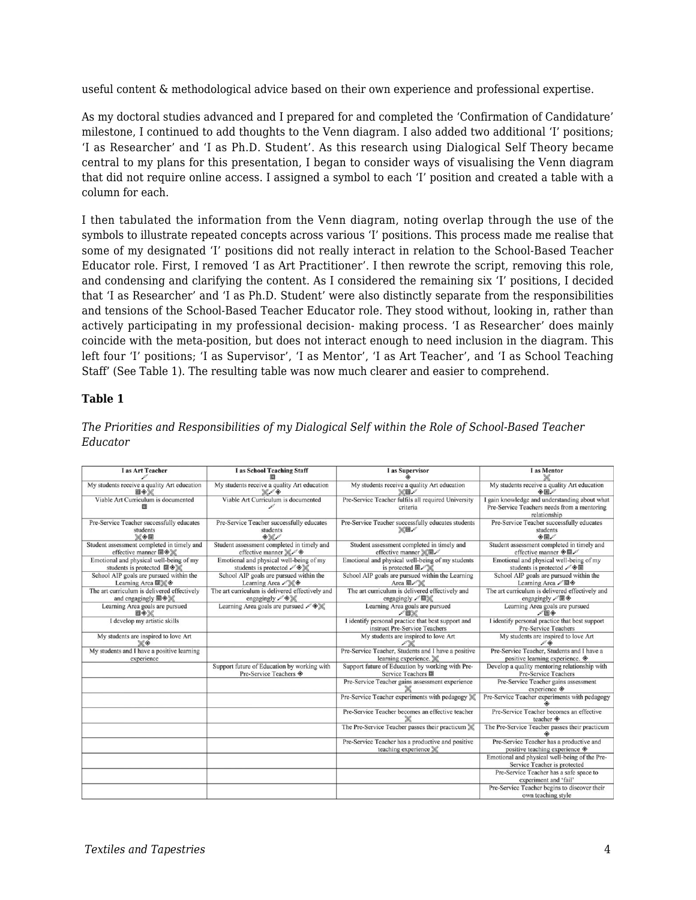useful content & methodological advice based on their own experience and professional expertise.

As my doctoral studies advanced and I prepared for and completed the 'Confirmation of Candidature' milestone, I continued to add thoughts to the Venn diagram. I also added two additional 'I' positions; 'I as Researcher' and 'I as Ph.D. Student'. As this research using Dialogical Self Theory became central to my plans for this presentation, I began to consider ways of visualising the Venn diagram that did not require online access. I assigned a symbol to each 'I' position and created a table with a column for each.

I then tabulated the information from the Venn diagram, noting overlap through the use of the symbols to illustrate repeated concepts across various 'I' positions. This process made me realise that some of my designated 'I' positions did not really interact in relation to the School-Based Teacher Educator role. First, I removed 'I as Art Practitioner'. I then rewrote the script, removing this role, and condensing and clarifying the content. As I considered the remaining six 'I' positions, I decided that 'I as Researcher' and 'I as Ph.D. Student' were also distinctly separate from the responsibilities and tensions of the School-Based Teacher Educator role. They stood without, looking in, rather than actively participating in my professional decision- making process. 'I as Researcher' does mainly coincide with the meta-position, but does not interact enough to need inclusion in the diagram. This left four 'I' positions; 'I as Supervisor', 'I as Mentor', 'I as Art Teacher', and 'I as School Teaching Staff' (See Table 1). The resulting table was now much clearer and easier to comprehend.

**Table 1**

*The Priorities and Responsibilities of my Dialogical Self within the Role of School-Based Teacher Educator*

| I as Art Teacher ✐ | I as School Teaching Staff ▣ | I as Supervisor ◈ | I as Mentor ✂ |
|---|---|---|---|
| My students receive a quality Art education ▣◈✂ | My students receive a quality Art education ✂✐◈ | My students receive a quality Art education ✂▣✐ | My students receive a quality Art education ◈▣✐ |
| Viable Art Curriculum is documented ▣ | Viable Art Curriculum is documented ✐ | Pre-Service Teacher fulfils all required University criteria | I gain knowledge and understanding about what Pre-Service Teachers needs from a mentoring relationship |
| Pre-Service Teacher successfully educates students ✂◈▣ | Pre-Service Teacher successfully educates students ◈✂✐ | Pre-Service Teacher successfully educates students ✂▣✐ | Pre-Service Teacher successfully educates students ◈▣✐ |
| Student assessment completed in timely and effective manner ▣◈✂ | Student assessment completed in timely and effective manner ✂✐◈ | Student assessment completed in timely and effective manner ✂▣✐ | Student assessment completed in timely and effective manner ◈▣✐ |
| Emotional and physical well-being of my students is protected ▣◈✂ | Emotional and physical well-being of my students is protected ✐◈✂ | Emotional and physical well-being of my students is protected ▣✐✂ | Emotional and physical well-being of my students is protected ✐◈▣ |
| School AIP goals are pursued within the Learning Area ▣✂◈ | School AIP goals are pursued within the Learning Area ✐✂◈ | School AIP goals are pursued within the Learning Area ▣✐✂ | School AIP goals are pursued within the Learning Area ✐▣◈ |
| The art curriculum is delivered effectively and engagingly ▣◈✂ | The art curriculum is delivered effectively and engagingly ✐◈✂ | The art curriculum is delivered effectively and engagingly ✐▣✂ | The art curriculum is delivered effectively and engagingly ✐▣◈ |
| Learning Area goals are pursued ▣◈✂ | Learning Area goals are pursued ✐◈✂ | Learning Area goals are pursued ✐▣✂ | Learning Area goals are pursued ✐▣◈ |
| I develop my artistic skills | | I identify personal practice that best support and instruct Pre-Service Teachers | I identify personal practice that best support Pre-Service Teachers |
| My students are inspired to love Art ✂◈ | | My students are inspired to love Art ✐✂ | My students are inspired to love Art ✐◈ |
| My students and I have a positive learning experience | | Pre-Service Teacher, Students and I have a positive learning experience. ✂ | Pre-Service Teacher, Students and I have a positive learning experience. ◈ |
| | Support future of Education by working with Pre-Service Teachers ◈ | Support future of Education by working with Pre-Service Teachers ▣ | Develop a quality mentoring relationship with Pre-Service Teachers |
| | | Pre-Service Teacher gains assessment experience ✂ | Pre-Service Teacher gains assessment experience ◈ |
| | | Pre-Service Teacher experiments with pedagogy ✂ | Pre-Service Teacher experiments with pedagogy ◈ |
| | | Pre-Service Teacher becomes an effective teacher ✂ | Pre-Service Teacher becomes an effective teacher ◈ |
| | | The Pre-Service Teacher passes their practicum ✂ | The Pre-Service Teacher passes their practicum ◈ |
| | | Pre-Service Teacher has a productive and positive teaching experience ✂ | Pre-Service Teacher has a productive and positive teaching experience ◈ |
| | | | Emotional and physical well-being of the Pre-Service Teacher is protected |
| | | | Pre-Service Teacher has a safe space to experiment and 'fail' |
| | | | Pre-Service Teacher begins to discover their own teaching style |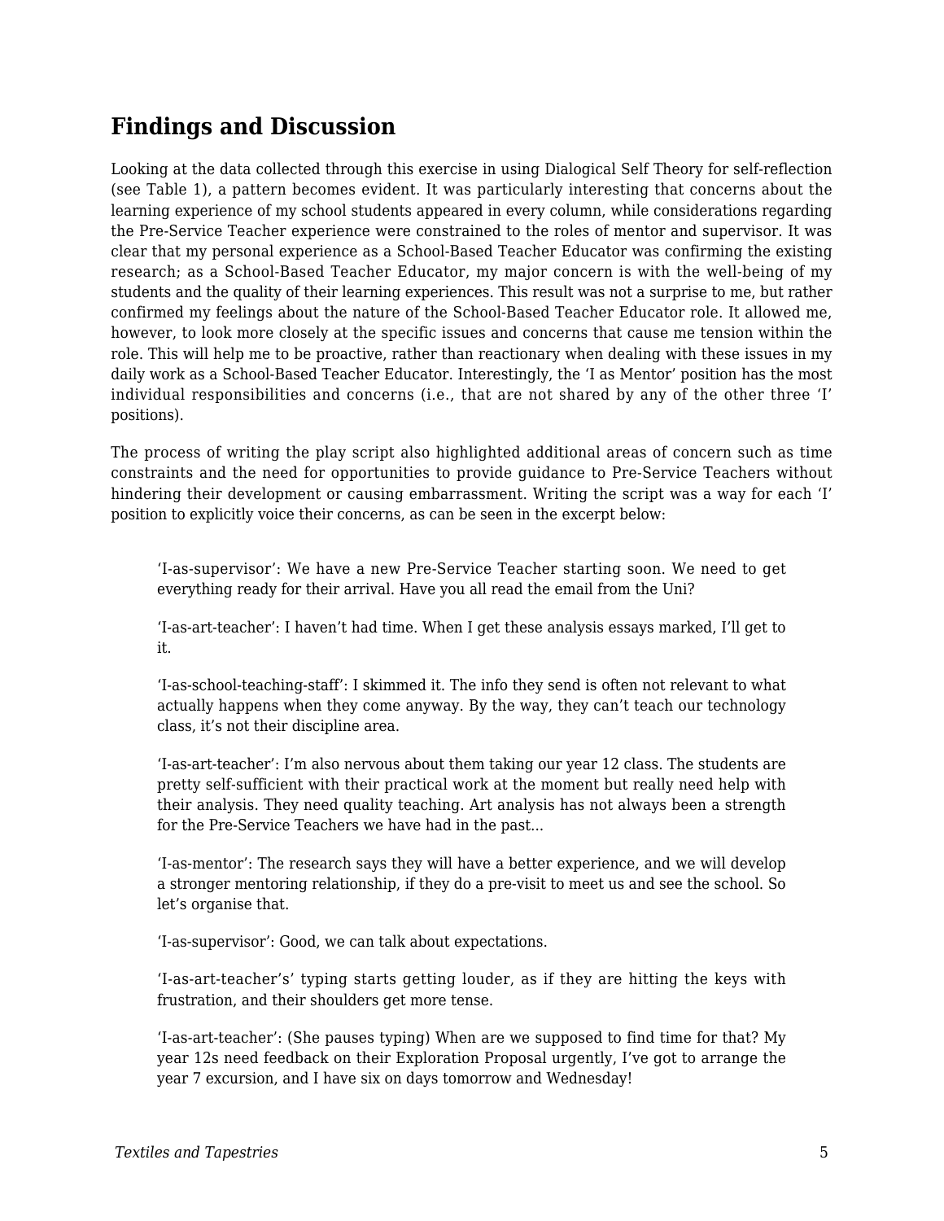## Findings and Discussion

Looking at the data collected through this exercise in using Dialogical Self Theory for self-reflection (see Table 1), a pattern becomes evident. It was particularly interesting that concerns about the learning experience of my school students appeared in every column, while considerations regarding the Pre-Service Teacher experience were constrained to the roles of mentor and supervisor. It was clear that my personal experience as a School-Based Teacher Educator was confirming the existing research; as a School-Based Teacher Educator, my major concern is with the well-being of my students and the quality of their learning experiences. This result was not a surprise to me, but rather confirmed my feelings about the nature of the School-Based Teacher Educator role. It allowed me, however, to look more closely at the specific issues and concerns that cause me tension within the role. This will help me to be proactive, rather than reactionary when dealing with these issues in my daily work as a School-Based Teacher Educator. Interestingly, the 'I as Mentor' position has the most individual responsibilities and concerns (i.e., that are not shared by any of the other three 'I' positions).

The process of writing the play script also highlighted additional areas of concern such as time constraints and the need for opportunities to provide guidance to Pre-Service Teachers without hindering their development or causing embarrassment. Writing the script was a way for each 'I' position to explicitly voice their concerns, as can be seen in the excerpt below:

> 'I-as-supervisor': We have a new Pre-Service Teacher starting soon. We need to get everything ready for their arrival. Have you all read the email from the Uni?
>
> 'I-as-art-teacher': I haven't had time. When I get these analysis essays marked, I'll get to it.
>
> 'I-as-school-teaching-staff': I skimmed it. The info they send is often not relevant to what actually happens when they come anyway. By the way, they can't teach our technology class, it's not their discipline area.
>
> 'I-as-art-teacher': I'm also nervous about them taking our year 12 class. The students are pretty self-sufficient with their practical work at the moment but really need help with their analysis. They need quality teaching. Art analysis has not always been a strength for the Pre-Service Teachers we have had in the past...
>
> 'I-as-mentor': The research says they will have a better experience, and we will develop a stronger mentoring relationship, if they do a pre-visit to meet us and see the school. So let's organise that.
>
> 'I-as-supervisor': Good, we can talk about expectations.
>
> 'I-as-art-teacher's' typing starts getting louder, as if they are hitting the keys with frustration, and their shoulders get more tense.
>
> 'I-as-art-teacher': (She pauses typing) When are we supposed to find time for that? My year 12s need feedback on their Exploration Proposal urgently, I've got to arrange the year 7 excursion, and I have six on days tomorrow and Wednesday!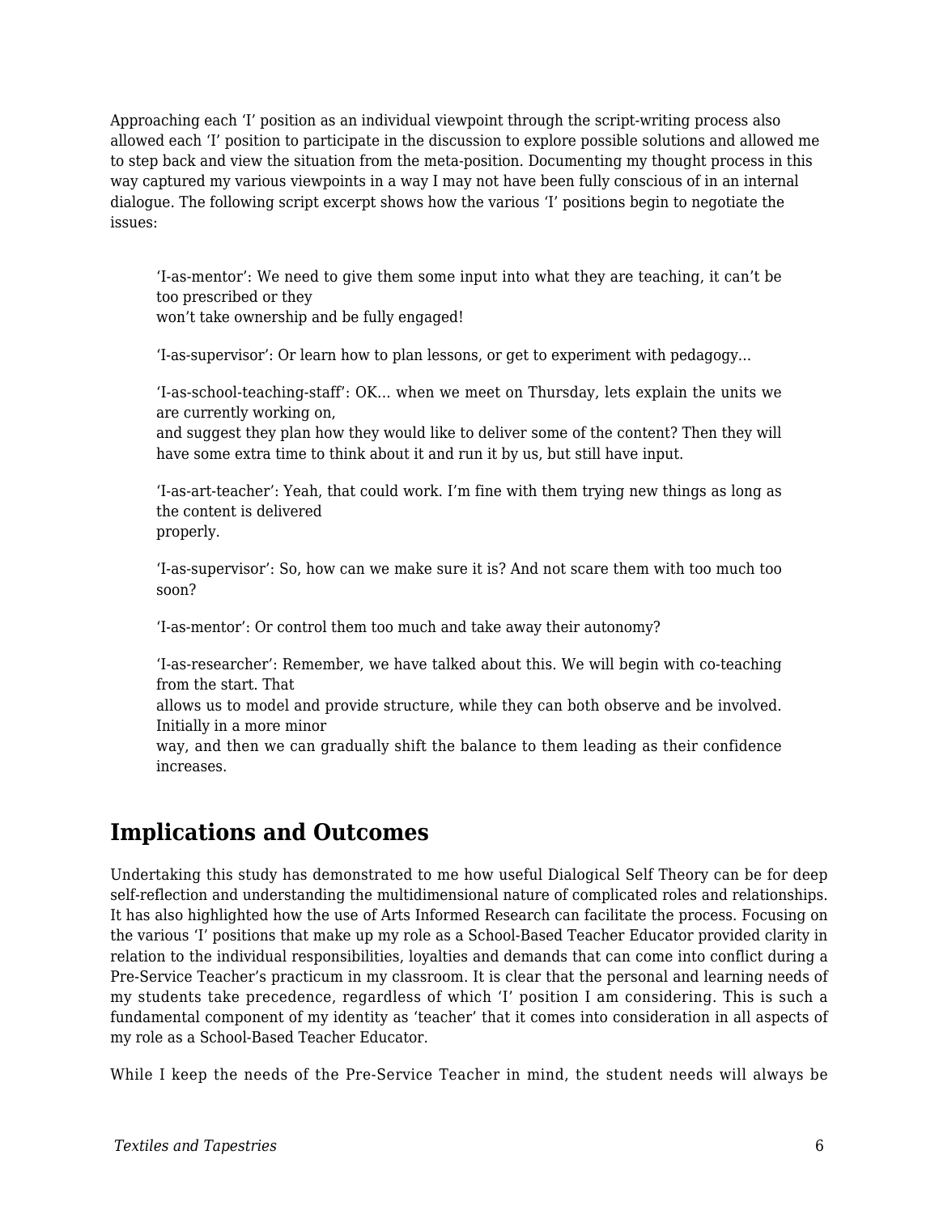Approaching each 'I' position as an individual viewpoint through the script-writing process also allowed each 'I' position to participate in the discussion to explore possible solutions and allowed me to step back and view the situation from the meta-position. Documenting my thought process in this way captured my various viewpoints in a way I may not have been fully conscious of in an internal dialogue. The following script excerpt shows how the various 'I' positions begin to negotiate the issues:

> 'I-as-mentor': We need to give them some input into what they are teaching, it can't be too prescribed or they won't take ownership and be fully engaged!
>
> 'I-as-supervisor': Or learn how to plan lessons, or get to experiment with pedagogy…
>
> 'I-as-school-teaching-staff': OK… when we meet on Thursday, lets explain the units we are currently working on, and suggest they plan how they would like to deliver some of the content? Then they will have some extra time to think about it and run it by us, but still have input.
>
> 'I-as-art-teacher': Yeah, that could work. I'm fine with them trying new things as long as the content is delivered properly.
>
> 'I-as-supervisor': So, how can we make sure it is? And not scare them with too much too soon?
>
> 'I-as-mentor': Or control them too much and take away their autonomy?
>
> 'I-as-researcher': Remember, we have talked about this. We will begin with co-teaching from the start. That allows us to model and provide structure, while they can both observe and be involved. Initially in a more minor way, and then we can gradually shift the balance to them leading as their confidence increases.

## Implications and Outcomes

Undertaking this study has demonstrated to me how useful Dialogical Self Theory can be for deep self-reflection and understanding the multidimensional nature of complicated roles and relationships. It has also highlighted how the use of Arts Informed Research can facilitate the process. Focusing on the various 'I' positions that make up my role as a School-Based Teacher Educator provided clarity in relation to the individual responsibilities, loyalties and demands that can come into conflict during a Pre-Service Teacher's practicum in my classroom. It is clear that the personal and learning needs of my students take precedence, regardless of which 'I' position I am considering. This is such a fundamental component of my identity as 'teacher' that it comes into consideration in all aspects of my role as a School-Based Teacher Educator.

While I keep the needs of the Pre-Service Teacher in mind, the student needs will always be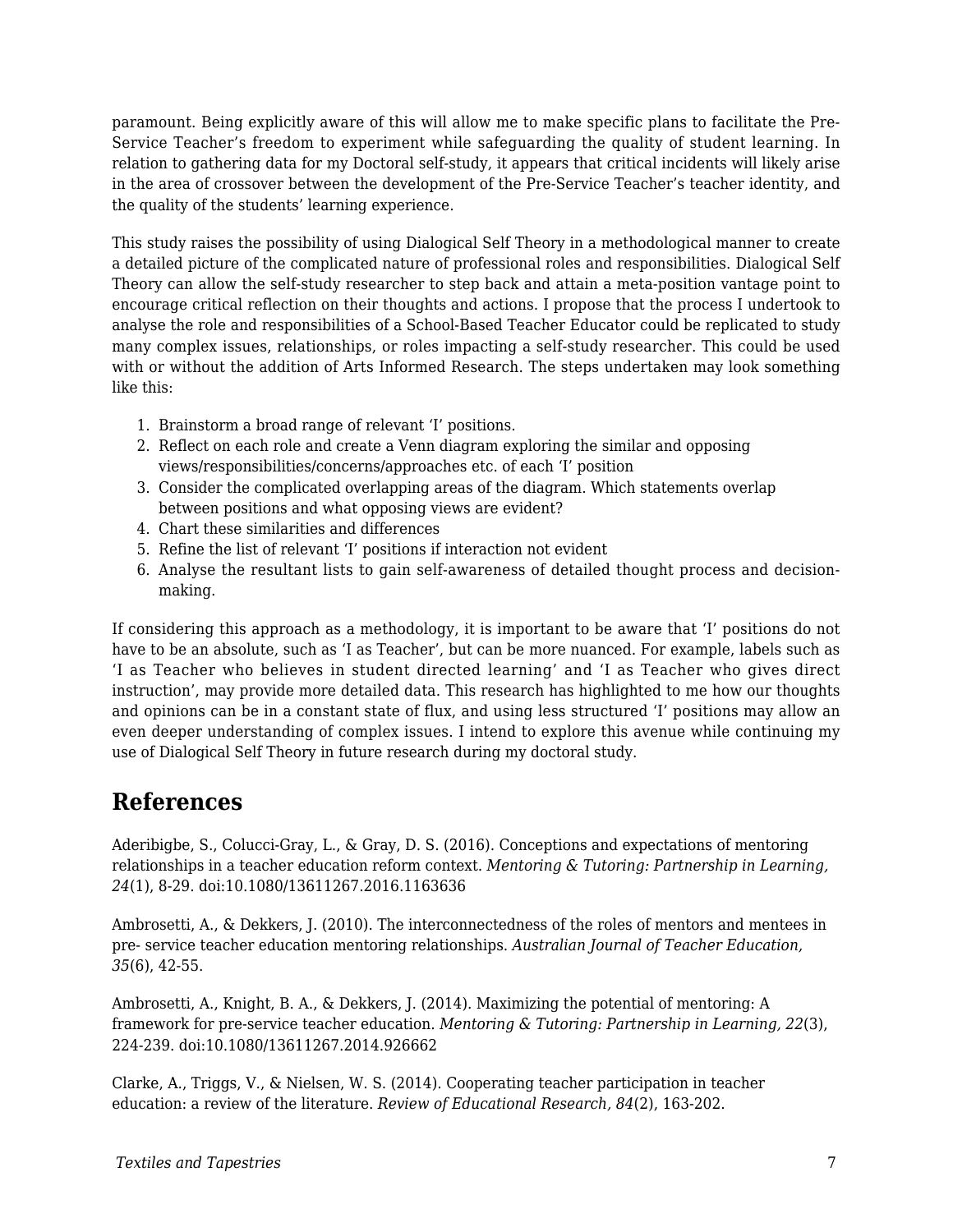paramount. Being explicitly aware of this will allow me to make specific plans to facilitate the Pre-Service Teacher's freedom to experiment while safeguarding the quality of student learning. In relation to gathering data for my Doctoral self-study, it appears that critical incidents will likely arise in the area of crossover between the development of the Pre-Service Teacher's teacher identity, and the quality of the students' learning experience.

This study raises the possibility of using Dialogical Self Theory in a methodological manner to create a detailed picture of the complicated nature of professional roles and responsibilities. Dialogical Self Theory can allow the self-study researcher to step back and attain a meta-position vantage point to encourage critical reflection on their thoughts and actions. I propose that the process I undertook to analyse the role and responsibilities of a School-Based Teacher Educator could be replicated to study many complex issues, relationships, or roles impacting a self-study researcher. This could be used with or without the addition of Arts Informed Research. The steps undertaken may look something like this:

1. Brainstorm a broad range of relevant 'I' positions.
2. Reflect on each role and create a Venn diagram exploring the similar and opposing views/responsibilities/concerns/approaches etc. of each 'I' position
3. Consider the complicated overlapping areas of the diagram. Which statements overlap between positions and what opposing views are evident?
4. Chart these similarities and differences
5. Refine the list of relevant 'I' positions if interaction not evident
6. Analyse the resultant lists to gain self-awareness of detailed thought process and decision-making.

If considering this approach as a methodology, it is important to be aware that 'I' positions do not have to be an absolute, such as 'I as Teacher', but can be more nuanced. For example, labels such as 'I as Teacher who believes in student directed learning' and 'I as Teacher who gives direct instruction', may provide more detailed data. This research has highlighted to me how our thoughts and opinions can be in a constant state of flux, and using less structured 'I' positions may allow an even deeper understanding of complex issues. I intend to explore this avenue while continuing my use of Dialogical Self Theory in future research during my doctoral study.

## References

Aderibigbe, S., Colucci-Gray, L., & Gray, D. S. (2016). Conceptions and expectations of mentoring relationships in a teacher education reform context. *Mentoring & Tutoring: Partnership in Learning, 24*(1), 8-29. doi:10.1080/13611267.2016.1163636

Ambrosetti, A., & Dekkers, J. (2010). The interconnectedness of the roles of mentors and mentees in pre- service teacher education mentoring relationships. *Australian Journal of Teacher Education, 35*(6), 42-55.

Ambrosetti, A., Knight, B. A., & Dekkers, J. (2014). Maximizing the potential of mentoring: A framework for pre-service teacher education. *Mentoring & Tutoring: Partnership in Learning, 22*(3), 224-239. doi:10.1080/13611267.2014.926662

Clarke, A., Triggs, V., & Nielsen, W. S. (2014). Cooperating teacher participation in teacher education: a review of the literature. *Review of Educational Research, 84*(2), 163-202.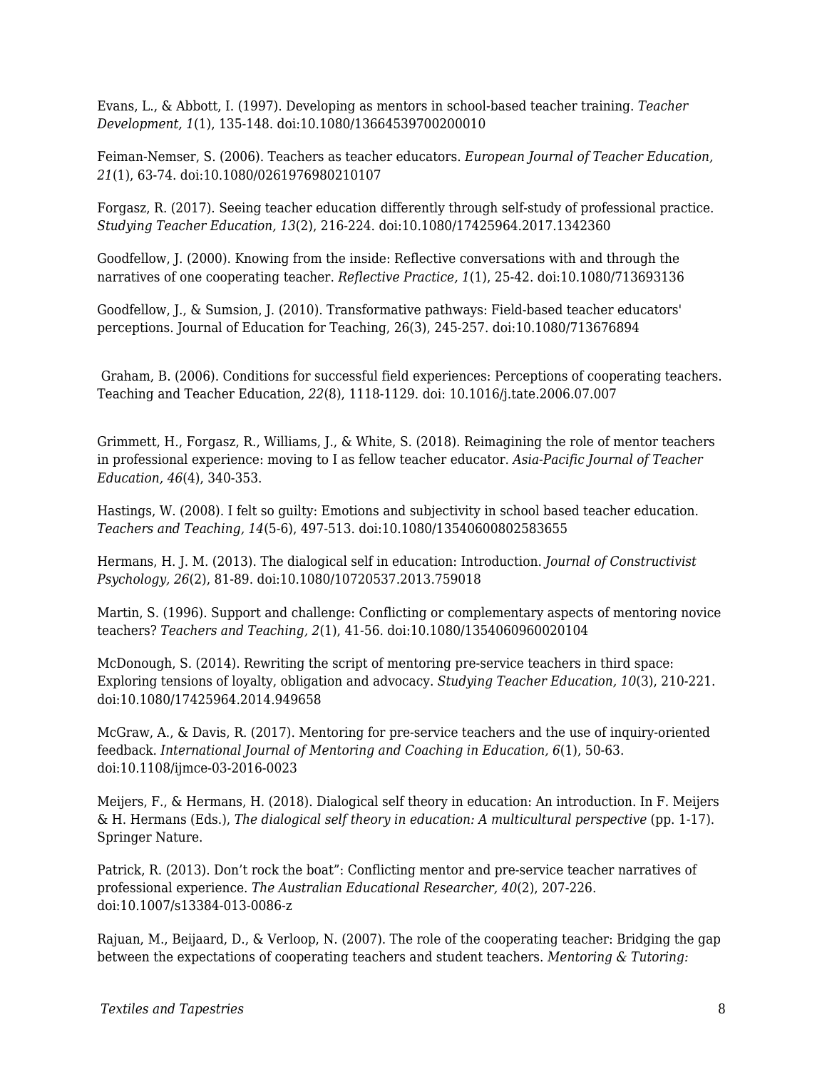Evans, L., & Abbott, I. (1997). Developing as mentors in school-based teacher training. *Teacher Development, 1*(1), 135-148. doi:10.1080/13664539700200010

Feiman-Nemser, S. (2006). Teachers as teacher educators. *European Journal of Teacher Education, 21*(1), 63-74. doi:10.1080/0261976980210107

Forgasz, R. (2017). Seeing teacher education differently through self-study of professional practice. *Studying Teacher Education, 13*(2), 216-224. doi:10.1080/17425964.2017.1342360

Goodfellow, J. (2000). Knowing from the inside: Reflective conversations with and through the narratives of one cooperating teacher. *Reflective Practice, 1*(1), 25-42. doi:10.1080/713693136

Goodfellow, J., & Sumsion, J. (2010). Transformative pathways: Field-based teacher educators' perceptions. Journal of Education for Teaching, 26(3), 245-257. doi:10.1080/713676894

Graham, B. (2006). Conditions for successful field experiences: Perceptions of cooperating teachers. Teaching and Teacher Education, *22*(8), 1118-1129. doi: 10.1016/j.tate.2006.07.007

Grimmett, H., Forgasz, R., Williams, J., & White, S. (2018). Reimagining the role of mentor teachers in professional experience: moving to I as fellow teacher educator. *Asia-Pacific Journal of Teacher Education, 46*(4), 340-353.

Hastings, W. (2008). I felt so guilty: Emotions and subjectivity in school based teacher education. *Teachers and Teaching, 14*(5-6), 497-513. doi:10.1080/13540600802583655

Hermans, H. J. M. (2013). The dialogical self in education: Introduction. *Journal of Constructivist Psychology, 26*(2), 81-89. doi:10.1080/10720537.2013.759018

Martin, S. (1996). Support and challenge: Conflicting or complementary aspects of mentoring novice teachers? *Teachers and Teaching, 2*(1), 41-56. doi:10.1080/1354060960020104

McDonough, S. (2014). Rewriting the script of mentoring pre-service teachers in third space: Exploring tensions of loyalty, obligation and advocacy. *Studying Teacher Education, 10*(3), 210-221. doi:10.1080/17425964.2014.949658

McGraw, A., & Davis, R. (2017). Mentoring for pre-service teachers and the use of inquiry-oriented feedback. *International Journal of Mentoring and Coaching in Education, 6*(1), 50-63. doi:10.1108/ijmce-03-2016-0023

Meijers, F., & Hermans, H. (2018). Dialogical self theory in education: An introduction. In F. Meijers & H. Hermans (Eds.), *The dialogical self theory in education: A multicultural perspective* (pp. 1-17). Springer Nature.

Patrick, R. (2013). Don't rock the boat": Conflicting mentor and pre-service teacher narratives of professional experience. *The Australian Educational Researcher, 40*(2), 207-226. doi:10.1007/s13384-013-0086-z

Rajuan, M., Beijaard, D., & Verloop, N. (2007). The role of the cooperating teacher: Bridging the gap between the expectations of cooperating teachers and student teachers. *Mentoring & Tutoring:*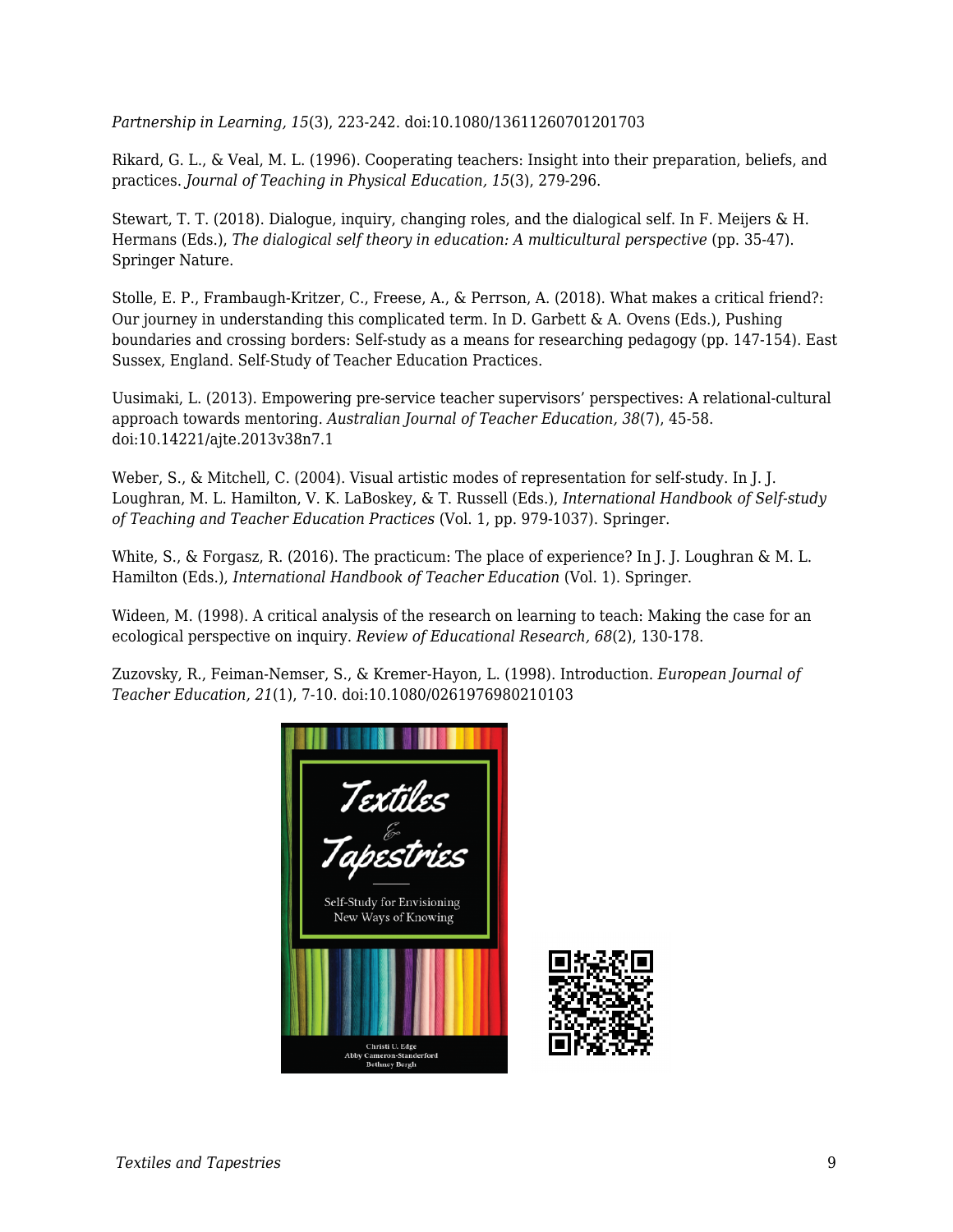*Partnership in Learning, 15*(3), 223-242. doi:10.1080/13611260701201703

Rikard, G. L., & Veal, M. L. (1996). Cooperating teachers: Insight into their preparation, beliefs, and practices. *Journal of Teaching in Physical Education, 15*(3), 279-296.

Stewart, T. T. (2018). Dialogue, inquiry, changing roles, and the dialogical self. In F. Meijers & H. Hermans (Eds.), *The dialogical self theory in education: A multicultural perspective* (pp. 35-47). Springer Nature.

Stolle, E. P., Frambaugh-Kritzer, C., Freese, A., & Perrson, A. (2018). What makes a critical friend?: Our journey in understanding this complicated term. In D. Garbett & A. Ovens (Eds.), Pushing boundaries and crossing borders: Self-study as a means for researching pedagogy (pp. 147-154). East Sussex, England. Self-Study of Teacher Education Practices.

Uusimaki, L. (2013). Empowering pre-service teacher supervisors' perspectives: A relational-cultural approach towards mentoring. *Australian Journal of Teacher Education, 38*(7), 45-58. doi:10.14221/ajte.2013v38n7.1

Weber, S., & Mitchell, C. (2004). Visual artistic modes of representation for self-study. In J. J. Loughran, M. L. Hamilton, V. K. LaBoskey, & T. Russell (Eds.), *International Handbook of Self-study of Teaching and Teacher Education Practices* (Vol. 1, pp. 979-1037). Springer.

White, S., & Forgasz, R. (2016). The practicum: The place of experience? In J. J. Loughran & M. L. Hamilton (Eds.), *International Handbook of Teacher Education* (Vol. 1). Springer.

Wideen, M. (1998). A critical analysis of the research on learning to teach: Making the case for an ecological perspective on inquiry. *Review of Educational Research, 68*(2), 130-178.

Zuzovsky, R., Feiman-Nemser, S., & Kremer-Hayon, L. (1998). Introduction. *European Journal of Teacher Education, 21*(1), 7-10. doi:10.1080/0261976980210103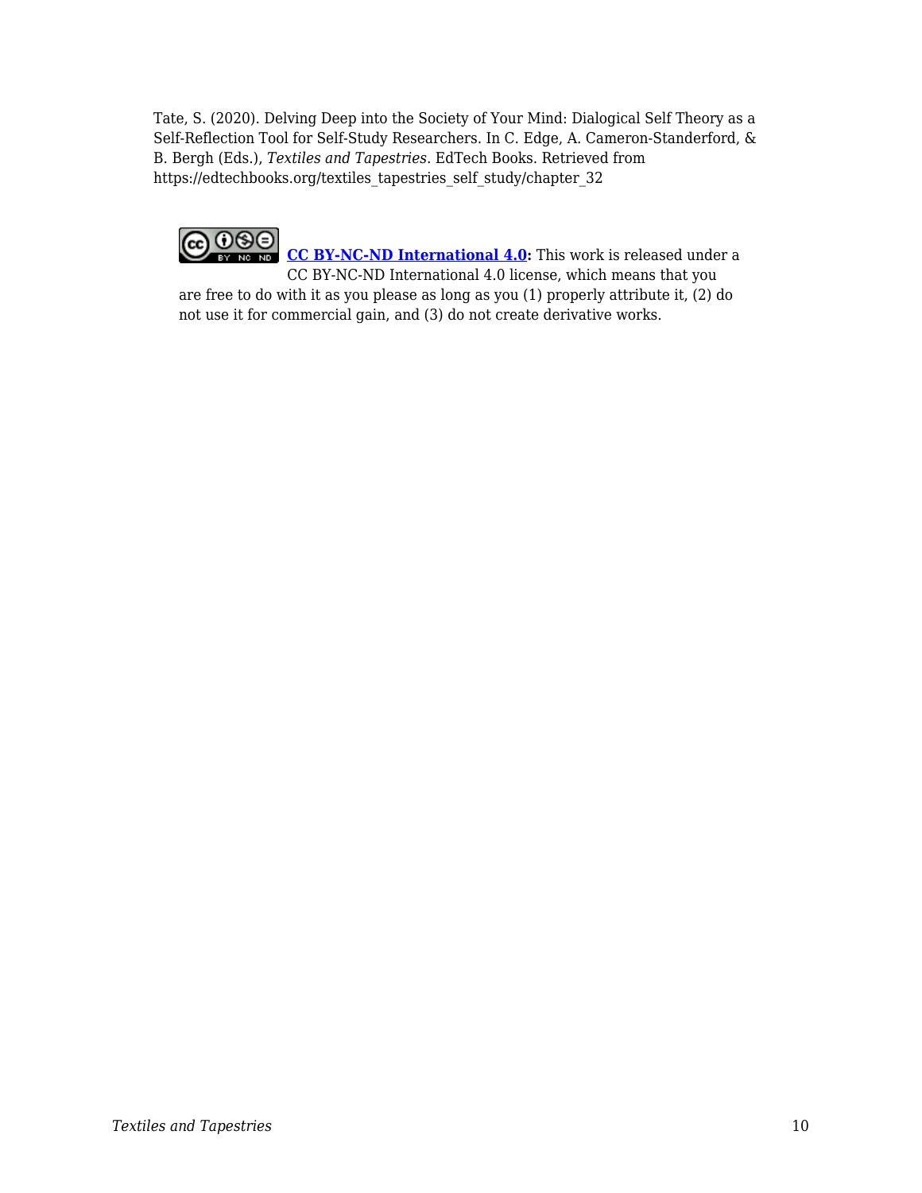Tate, S. (2020). Delving Deep into the Society of Your Mind: Dialogical Self Theory as a Self-Reflection Tool for Self-Study Researchers. In C. Edge, A. Cameron-Standerford, & B. Bergh (Eds.), *Textiles and Tapestries*. EdTech Books. Retrieved from https://edtechbooks.org/textiles_tapestries_self_study/chapter_32

**CC BY-NC-ND International 4.0:** This work is released under a CC BY-NC-ND International 4.0 license, which means that you are free to do with it as you please as long as you (1) properly attribute it, (2) do not use it for commercial gain, and (3) do not create derivative works.